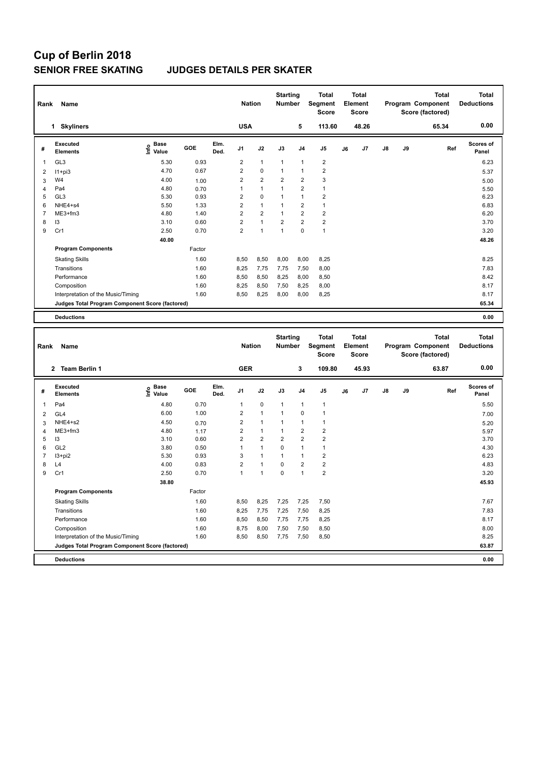# Cup of Berlin 2018

## SENIOR FREE SKATING JUDGES DETAILS PER SKATER

| Rank | Name | Nation | Starting Number | Total Segment Score | Total Element Score | Total Program Component Score (factored) | Total Deductions |
|---|---|---|---|---|---|---|---|
| 1 | Skyliners | USA | 5 | 113.60 | 48.26 | 65.34 | 0.00 |

| # | Executed Elements | Info | Base Value | GOE | Elm. Ded. | J1 | J2 | J3 | J4 | J5 | J6 | J7 | J8 | J9 | Ref | Scores of Panel |
|---|---|---|---|---|---|---|---|---|---|---|---|---|---|---|---|---|
| 1 | GL3 | | 5.30 | 0.93 | | 2 | 1 | 1 | 1 | 2 | | | | | | 6.23 |
| 2 | I1+pi3 | | 4.70 | 0.67 | | 2 | 0 | 1 | 1 | 2 | | | | | | 5.37 |
| 3 | W4 | | 4.00 | 1.00 | | 2 | 2 | 2 | 2 | 3 | | | | | | 5.00 |
| 4 | Pa4 | | 4.80 | 0.70 | | 1 | 1 | 1 | 2 | 1 | | | | | | 5.50 |
| 5 | GL3 | | 5.30 | 0.93 | | 2 | 0 | 1 | 1 | 2 | | | | | | 6.23 |
| 6 | NHE4+s4 | | 5.50 | 1.33 | | 2 | 1 | 1 | 2 | 1 | | | | | | 6.83 |
| 7 | ME3+fm3 | | 4.80 | 1.40 | | 2 | 2 | 1 | 2 | 2 | | | | | | 6.20 |
| 8 | I3 | | 3.10 | 0.60 | | 2 | 1 | 2 | 2 | 2 | | | | | | 3.70 |
| 9 | Cr1 | | 2.50 | 0.70 | | 2 | 1 | 1 | 0 | 1 | | | | | | 3.20 |
| | | | 40.00 | | | | | | | | | | | | | 48.26 |
| | **Program Components** | | | Factor | | | | | | | | | | | | |
| | Skating Skills | | | 1.60 | | 8,50 | 8,50 | 8,00 | 8,00 | 8,25 | | | | | | 8.25 |
| | Transitions | | | 1.60 | | 8,25 | 7,75 | 7,75 | 7,50 | 8,00 | | | | | | 7.83 |
| | Performance | | | 1.60 | | 8,50 | 8,50 | 8,25 | 8,00 | 8,50 | | | | | | 8.42 |
| | Composition | | | 1.60 | | 8,25 | 8,50 | 7,50 | 8,25 | 8,00 | | | | | | 8.17 |
| | Interpretation of the Music/Timing | | | 1.60 | | 8,50 | 8,25 | 8,00 | 8,00 | 8,25 | | | | | | 8.17 |
| | Judges Total Program Component Score (factored) | | | | | | | | | | | | | | | 65.34 |
| | **Deductions** | | | | | | | | | | | | | | | 0.00 |

| Rank | Name | Nation | Starting Number | Total Segment Score | Total Element Score | Total Program Component Score (factored) | Total Deductions |
|---|---|---|---|---|---|---|---|
| 2 | Team Berlin 1 | GER | 3 | 109.80 | 45.93 | 63.87 | 0.00 |

| # | Executed Elements | Info | Base Value | GOE | Elm. Ded. | J1 | J2 | J3 | J4 | J5 | J6 | J7 | J8 | J9 | Ref | Scores of Panel |
|---|---|---|---|---|---|---|---|---|---|---|---|---|---|---|---|---|
| 1 | Pa4 | | 4.80 | 0.70 | | 1 | 0 | 1 | 1 | 1 | | | | | | 5.50 |
| 2 | GL4 | | 6.00 | 1.00 | | 2 | 1 | 1 | 0 | 1 | | | | | | 7.00 |
| 3 | NHE4+s2 | | 4.50 | 0.70 | | 2 | 1 | 1 | 1 | 1 | | | | | | 5.20 |
| 4 | ME3+fm3 | | 4.80 | 1.17 | | 2 | 1 | 1 | 2 | 2 | | | | | | 5.97 |
| 5 | I3 | | 3.10 | 0.60 | | 2 | 2 | 2 | 2 | 2 | | | | | | 3.70 |
| 6 | GL2 | | 3.80 | 0.50 | | 1 | 1 | 0 | 1 | 1 | | | | | | 4.30 |
| 7 | I3+pi2 | | 5.30 | 0.93 | | 3 | 1 | 1 | 1 | 2 | | | | | | 6.23 |
| 8 | L4 | | 4.00 | 0.83 | | 2 | 1 | 0 | 2 | 2 | | | | | | 4.83 |
| 9 | Cr1 | | 2.50 | 0.70 | | 1 | 1 | 0 | 1 | 2 | | | | | | 3.20 |
| | | | 38.80 | | | | | | | | | | | | | 45.93 |
| | **Program Components** | | | Factor | | | | | | | | | | | | |
| | Skating Skills | | | 1.60 | | 8,50 | 8,25 | 7,25 | 7,25 | 7,50 | | | | | | 7.67 |
| | Transitions | | | 1.60 | | 8,25 | 7,75 | 7,25 | 7,50 | 8,25 | | | | | | 7.83 |
| | Performance | | | 1.60 | | 8,50 | 8,50 | 7,75 | 7,75 | 8,25 | | | | | | 8.17 |
| | Composition | | | 1.60 | | 8,75 | 8,00 | 7,50 | 7,50 | 8,50 | | | | | | 8.00 |
| | Interpretation of the Music/Timing | | | 1.60 | | 8,50 | 8,50 | 7,75 | 7,50 | 8,50 | | | | | | 8.25 |
| | Judges Total Program Component Score (factored) | | | | | | | | | | | | | | | 63.87 |
| | **Deductions** | | | | | | | | | | | | | | | 0.00 |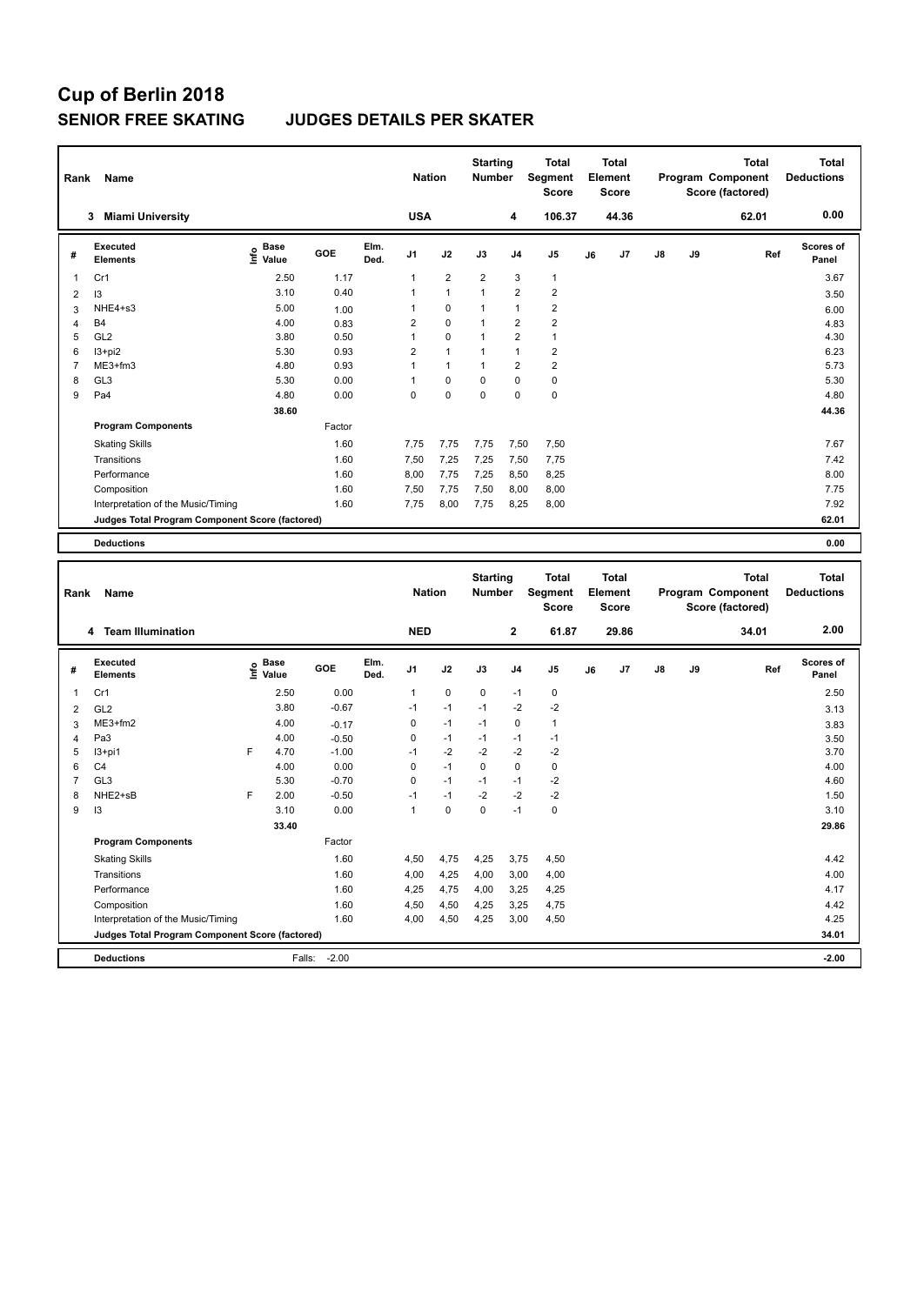# Cup of Berlin 2018

## SENIOR FREE SKATING JUDGES DETAILS PER SKATER

| Rank | Name | Nation | Starting Number | Total Segment Score | Total Element Score | Total Program Component Score (factored) | Total Deductions |
|---|---|---|---|---|---|---|---|
| 3 | Miami University | USA | 4 | 106.37 | 44.36 | 62.01 | 0.00 |

| # | Executed Elements | Info | Base Value | GOE | Elm. Ded. | J1 | J2 | J3 | J4 | J5 | J6 | J7 | J8 | J9 | Ref | Scores of Panel |
|---|---|---|---|---|---|---|---|---|---|---|---|---|---|---|---|---|
| 1 | Cr1 | | 2.50 | 1.17 | | 1 | 2 | 2 | 3 | 1 | | | | | | 3.67 |
| 2 | I3 | | 3.10 | 0.40 | | 1 | 1 | 1 | 2 | 2 | | | | | | 3.50 |
| 3 | NHE4+s3 | | 5.00 | 1.00 | | 1 | 0 | 1 | 1 | 2 | | | | | | 6.00 |
| 4 | B4 | | 4.00 | 0.83 | | 2 | 0 | 1 | 2 | 2 | | | | | | 4.83 |
| 5 | GL2 | | 3.80 | 0.50 | | 1 | 0 | 1 | 2 | 1 | | | | | | 4.30 |
| 6 | I3+pi2 | | 5.30 | 0.93 | | 2 | 1 | 1 | 1 | 2 | | | | | | 6.23 |
| 7 | ME3+fm3 | | 4.80 | 0.93 | | 1 | 1 | 1 | 2 | 2 | | | | | | 5.73 |
| 8 | GL3 | | 5.30 | 0.00 | | 1 | 0 | 0 | 0 | 0 | | | | | | 5.30 |
| 9 | Pa4 | | 4.80 | 0.00 | | 0 | 0 | 0 | 0 | 0 | | | | | | 4.80 |
| | | | 38.60 | | | | | | | | | | | | | 44.36 |
| | **Program Components** | | | Factor | | | | | | | | | | | | |
| | Skating Skills | | | 1.60 | | 7,75 | 7,75 | 7,75 | 7,50 | 7,50 | | | | | | 7.67 |
| | Transitions | | | 1.60 | | 7,50 | 7,25 | 7,25 | 7,50 | 7,75 | | | | | | 7.42 |
| | Performance | | | 1.60 | | 8,00 | 7,75 | 7,25 | 8,50 | 8,25 | | | | | | 8.00 |
| | Composition | | | 1.60 | | 7,50 | 7,75 | 7,50 | 8,00 | 8,00 | | | | | | 7.75 |
| | Interpretation of the Music/Timing | | | 1.60 | | 7,75 | 8,00 | 7,75 | 8,25 | 8,00 | | | | | | 7.92 |
| | **Judges Total Program Component Score (factored)** | | | | | | | | | | | | | | | 62.01 |
| | **Deductions** | | | | | | | | | | | | | | | 0.00 |

| Rank | Name | Nation | Starting Number | Total Segment Score | Total Element Score | Total Program Component Score (factored) | Total Deductions |
|---|---|---|---|---|---|---|---|
| 4 | Team Illumination | NED | 2 | 61.87 | 29.86 | 34.01 | 2.00 |

| # | Executed Elements | Info | Base Value | GOE | Elm. Ded. | J1 | J2 | J3 | J4 | J5 | J6 | J7 | J8 | J9 | Ref | Scores of Panel |
|---|---|---|---|---|---|---|---|---|---|---|---|---|---|---|---|---|
| 1 | Cr1 | | 2.50 | 0.00 | | 1 | 0 | 0 | -1 | 0 | | | | | | 2.50 |
| 2 | GL2 | | 3.80 | -0.67 | | -1 | -1 | -1 | -2 | -2 | | | | | | 3.13 |
| 3 | ME3+fm2 | | 4.00 | -0.17 | | 0 | -1 | -1 | 0 | 1 | | | | | | 3.83 |
| 4 | Pa3 | | 4.00 | -0.50 | | 0 | -1 | -1 | -1 | -1 | | | | | | 3.50 |
| 5 | I3+pi1 | F | 4.70 | -1.00 | | -1 | -2 | -2 | -2 | -2 | | | | | | 3.70 |
| 6 | C4 | | 4.00 | 0.00 | | 0 | -1 | 0 | 0 | 0 | | | | | | 4.00 |
| 7 | GL3 | | 5.30 | -0.70 | | 0 | -1 | -1 | -1 | -2 | | | | | | 4.60 |
| 8 | NHE2+sB | F | 2.00 | -0.50 | | -1 | -1 | -2 | -2 | -2 | | | | | | 1.50 |
| 9 | I3 | | 3.10 | 0.00 | | 1 | 0 | 0 | -1 | 0 | | | | | | 3.10 |
| | | | 33.40 | | | | | | | | | | | | | 29.86 |
| | **Program Components** | | | Factor | | | | | | | | | | | | |
| | Skating Skills | | | 1.60 | | 4,50 | 4,75 | 4,25 | 3,75 | 4,50 | | | | | | 4.42 |
| | Transitions | | | 1.60 | | 4,00 | 4,25 | 4,00 | 3,00 | 4,00 | | | | | | 4.00 |
| | Performance | | | 1.60 | | 4,25 | 4,75 | 4,00 | 3,25 | 4,25 | | | | | | 4.17 |
| | Composition | | | 1.60 | | 4,50 | 4,50 | 4,25 | 3,25 | 4,75 | | | | | | 4.42 |
| | Interpretation of the Music/Timing | | | 1.60 | | 4,00 | 4,50 | 4,25 | 3,00 | 4,50 | | | | | | 4.25 |
| | **Judges Total Program Component Score (factored)** | | | | | | | | | | | | | | | 34.01 |
| | **Deductions** | | Falls: | -2.00 | | | | | | | | | | | | -2.00 |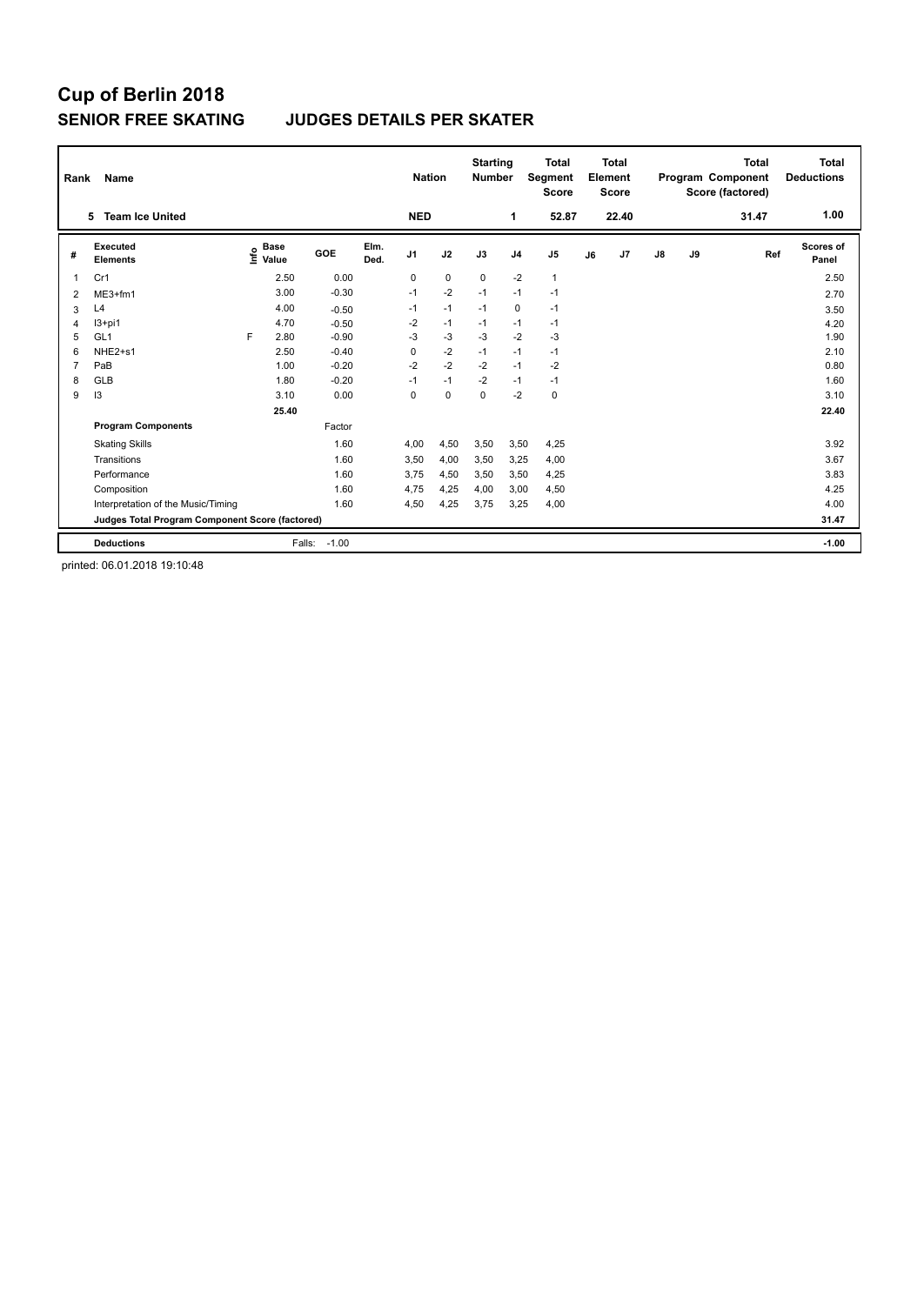# Cup of Berlin 2018

## SENIOR FREE SKATING JUDGES DETAILS PER SKATER

| Rank | Name | Nation | Starting Number | Total Segment Score | Total Element Score | Total Program Component Score (factored) | Total Deductions |
|---|---|---|---|---|---|---|---|
| 5 | Team Ice United | NED | 1 | 52.87 | 22.40 | 31.47 | 1.00 |

| # | Executed Elements | Info | Base Value | GOE | Elm. Ded. | J1 | J2 | J3 | J4 | J5 | J6 | J7 | J8 | J9 | Ref | Scores of Panel |
|---|---|---|---|---|---|---|---|---|---|---|---|---|---|---|---|---|
| 1 | Cr1 | | 2.50 | 0.00 | | 0 | 0 | 0 | -2 | 1 | | | | | | 2.50 |
| 2 | ME3+fm1 | | 3.00 | -0.30 | | -1 | -2 | -1 | -1 | -1 | | | | | | 2.70 |
| 3 | L4 | | 4.00 | -0.50 | | -1 | -1 | -1 | 0 | -1 | | | | | | 3.50 |
| 4 | I3+pi1 | | 4.70 | -0.50 | | -2 | -1 | -1 | -1 | -1 | | | | | | 4.20 |
| 5 | GL1 | F | 2.80 | -0.90 | | -3 | -3 | -3 | -2 | -3 | | | | | | 1.90 |
| 6 | NHE2+s1 | | 2.50 | -0.40 | | 0 | -2 | -1 | -1 | -1 | | | | | | 2.10 |
| 7 | PaB | | 1.00 | -0.20 | | -2 | -2 | -2 | -1 | -2 | | | | | | 0.80 |
| 8 | GLB | | 1.80 | -0.20 | | -1 | -1 | -2 | -1 | -1 | | | | | | 1.60 |
| 9 | I3 | | 3.10 | 0.00 | | 0 | 0 | 0 | -2 | 0 | | | | | | 3.10 |
| | | | 25.40 | | | | | | | | | | | | | 22.40 |
| | **Program Components** | | | Factor | | | | | | | | | | | | |
| | Skating Skills | | | 1.60 | | 4,00 | 4,50 | 3,50 | 3,50 | 4,25 | | | | | | 3.92 |
| | Transitions | | | 1.60 | | 3,50 | 4,00 | 3,50 | 3,25 | 4,00 | | | | | | 3.67 |
| | Performance | | | 1.60 | | 3,75 | 4,50 | 3,50 | 3,50 | 4,25 | | | | | | 3.83 |
| | Composition | | | 1.60 | | 4,75 | 4,25 | 4,00 | 3,00 | 4,50 | | | | | | 4.25 |
| | Interpretation of the Music/Timing | | | 1.60 | | 4,50 | 4,25 | 3,75 | 3,25 | 4,00 | | | | | | 4.00 |
| | Judges Total Program Component Score (factored) | | | | | | | | | | | | | | | 31.47 |
| | **Deductions** | | Falls: | -1.00 | | | | | | | | | | | | -1.00 |

printed: 06.01.2018 19:10:48